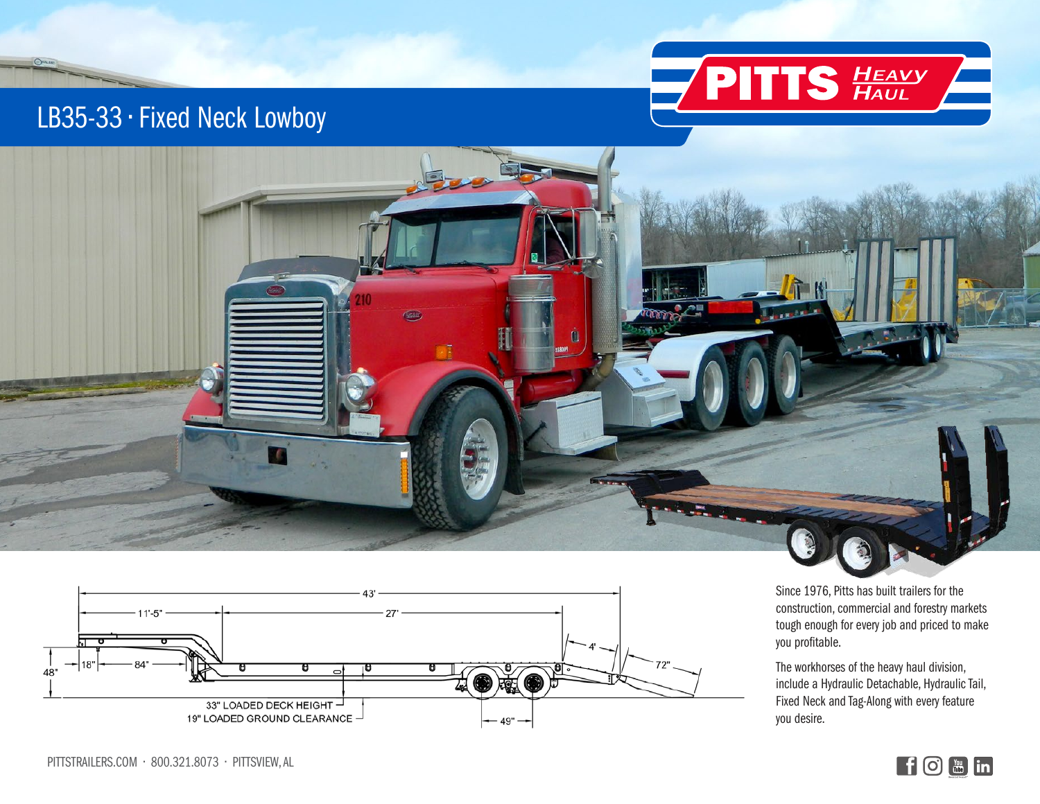# LB35-33 · Fixed Neck Lowboy

PITTS HEAVY HAUL

43'

11'-5"

27'

4'

72"

48"

18"

84"

33" LOADED DECK HEIGHT

19" LOADED GROUND CLEARANCE

49"

Since 1976, Pitts has built trailers for the construction, commercial and forestry markets tough enough for every job and priced to make you profitable.

The workhorses of the heavy haul division, include a Hydraulic Detachable, Hydraulic Tail, Fixed Neck and Tag-Along with every feature you desire.

PITTSTRAILERS.COM · 800.321.8073 · PITTSVIEW, AL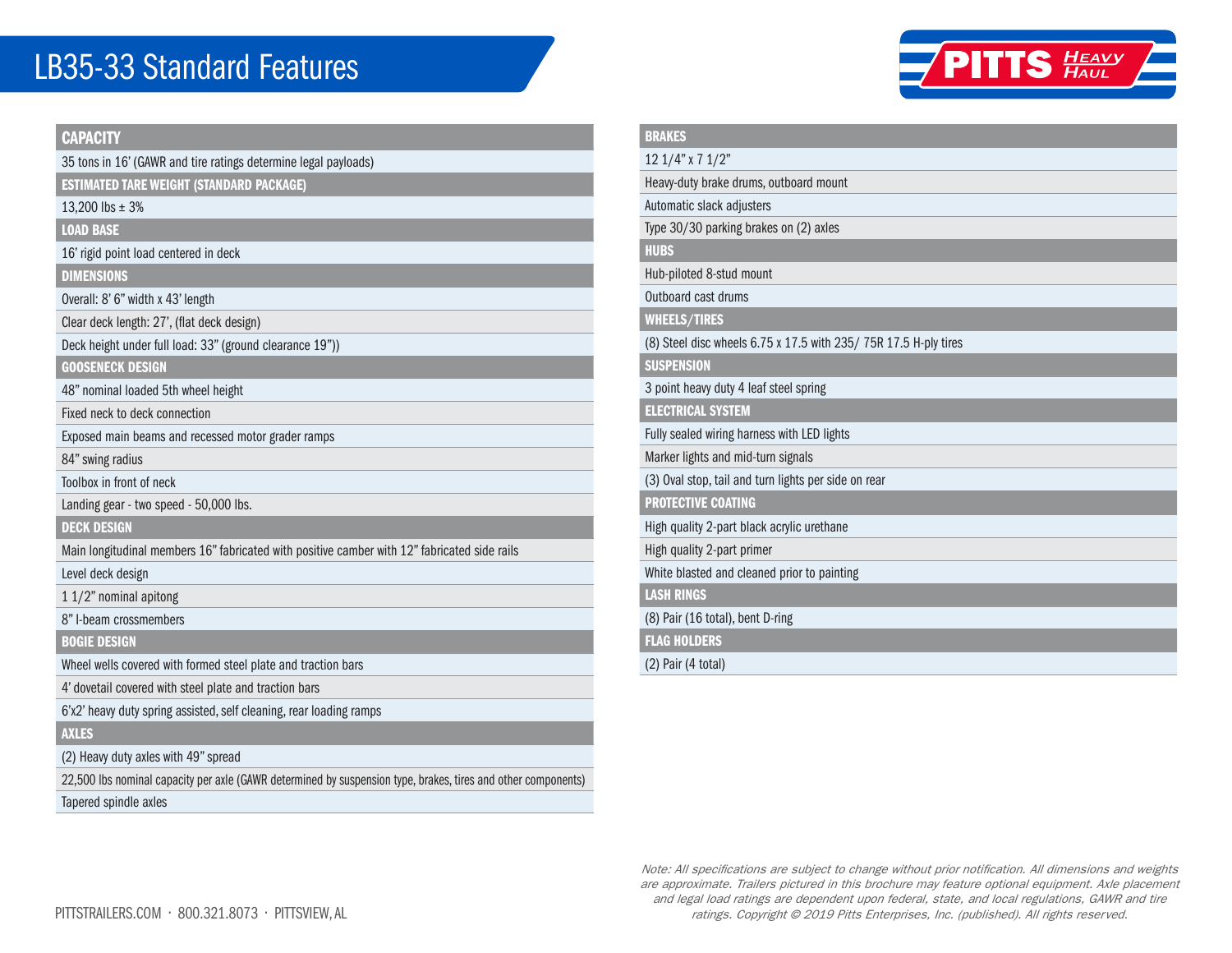# LB35-33 Standard Features

**CAPACITY**

35 tons in 16' (GAWR and tire ratings determine legal payloads)

**ESTIMATED TARE WEIGHT (STANDARD PACKAGE)**

13,200 lbs ± 3%

**LOAD BASE**

16' rigid point load centered in deck

**DIMENSIONS**

Overall: 8' 6" width x 43' length

Clear deck length: 27', (flat deck design)

Deck height under full load: 33" (ground clearance 19"))

**GOOSENECK DESIGN**

48" nominal loaded 5th wheel height

Fixed neck to deck connection

Exposed main beams and recessed motor grader ramps

84" swing radius

Toolbox in front of neck

Landing gear - two speed - 50,000 lbs.

**DECK DESIGN**

Main longitudinal members 16" fabricated with positive camber with 12" fabricated side rails

Level deck design

1 1/2" nominal apitong

8" I-beam crossmembers

**BOGIE DESIGN**

Wheel wells covered with formed steel plate and traction bars

4' dovetail covered with steel plate and traction bars

6'x2' heavy duty spring assisted, self cleaning, rear loading ramps

**AXLES**

(2) Heavy duty axles with 49" spread

22,500 lbs nominal capacity per axle (GAWR determined by suspension type, brakes, tires and other components)

Tapered spindle axles

**BRAKES**

12 1/4" x 7 1/2"

Heavy-duty brake drums, outboard mount

Automatic slack adjusters

Type 30/30 parking brakes on (2) axles

**HUBS**

Hub-piloted 8-stud mount

Outboard cast drums

**WHEELS/TIRES**

(8) Steel disc wheels 6.75 x 17.5 with 235/ 75R 17.5 H-ply tires

**SUSPENSION**

3 point heavy duty 4 leaf steel spring

**ELECTRICAL SYSTEM**

Fully sealed wiring harness with LED lights

Marker lights and mid-turn signals

(3) Oval stop, tail and turn lights per side on rear

**PROTECTIVE COATING**

High quality 2-part black acrylic urethane

High quality 2-part primer

White blasted and cleaned prior to painting

**LASH RINGS**

(8) Pair (16 total), bent D-ring

**FLAG HOLDERS**

(2) Pair (4 total)

PITTSTRAILERS.COM · 800.321.8073 · PITTSVIEW, AL

*Note: All specifications are subject to change without prior notification. All dimensions and weights are approximate. Trailers pictured in this brochure may feature optional equipment. Axle placement and legal load ratings are dependent upon federal, state, and local regulations, GAWR and tire ratings. Copyright © 2019 Pitts Enterprises, Inc. (published). All rights reserved.*